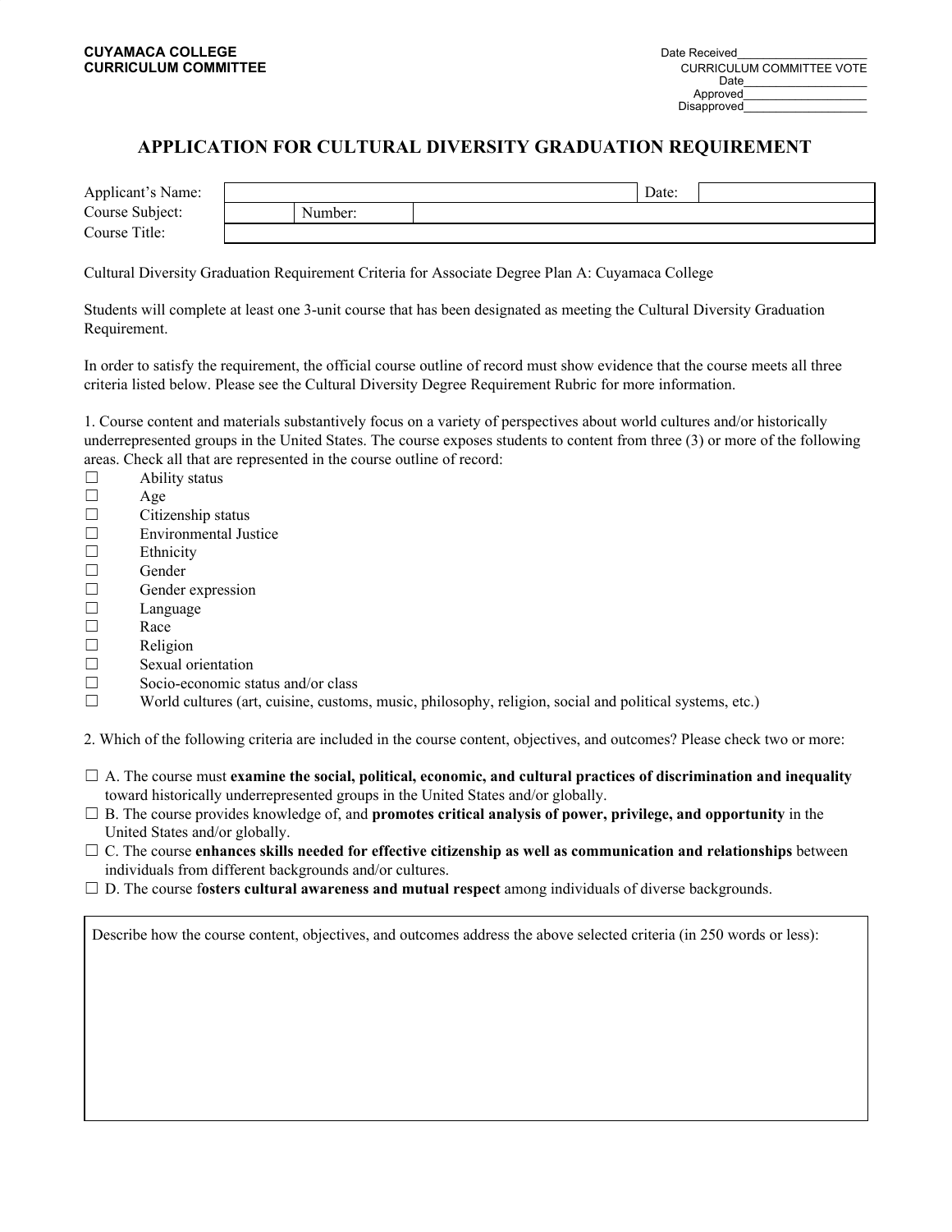**CUYAMACA COLLEGE**
**CURRICULUM COMMITTEE**

Date Received____________________
CURRICULUM COMMITTEE VOTE
Date___________________
Approved___________________
Disapproved___________________

# APPLICATION FOR CULTURAL DIVERSITY GRADUATION REQUIREMENT

| | | | |
|---|---|---|---|
| Applicant's Name: | | Date: | |
| Course Subject: | | Number: | |
| Course Title: | | | |

Cultural Diversity Graduation Requirement Criteria for Associate Degree Plan A: Cuyamaca College

Students will complete at least one 3-unit course that has been designated as meeting the Cultural Diversity Graduation Requirement.

In order to satisfy the requirement, the official course outline of record must show evidence that the course meets all three criteria listed below. Please see the Cultural Diversity Degree Requirement Rubric for more information.

1. Course content and materials substantively focus on a variety of perspectives about world cultures and/or historically underrepresented groups in the United States. The course exposes students to content from three (3) or more of the following areas. Check all that are represented in the course outline of record:

- ☐ Ability status
- ☐ Age
- ☐ Citizenship status
- ☐ Environmental Justice
- ☐ Ethnicity
- ☐ Gender
- ☐ Gender expression
- ☐ Language
- ☐ Race
- ☐ Religion
- ☐ Sexual orientation
- ☐ Socio-economic status and/or class
- ☐ World cultures (art, cuisine, customs, music, philosophy, religion, social and political systems, etc.)

2. Which of the following criteria are included in the course content, objectives, and outcomes? Please check two or more:

- ☐ A. The course must **examine the social, political, economic, and cultural practices of discrimination and inequality** toward historically underrepresented groups in the United States and/or globally.
- ☐ B. The course provides knowledge of, and **promotes critical analysis of power, privilege, and opportunity** in the United States and/or globally.
- ☐ C. The course **enhances skills needed for effective citizenship as well as communication and relationships** between individuals from different backgrounds and/or cultures.
- ☐ D. The course f**osters cultural awareness and mutual respect** among individuals of diverse backgrounds.

| Describe how the course content, objectives, and outcomes address the above selected criteria (in 250 words or less): |
|---|
| |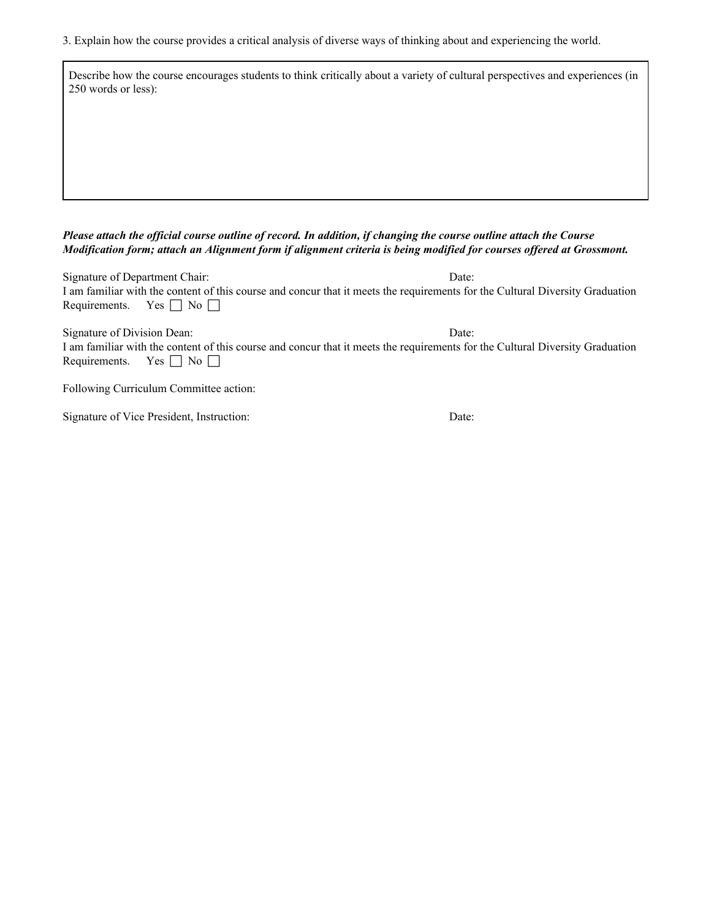3. Explain how the course provides a critical analysis of diverse ways of thinking about and experiencing the world.

| Describe how the course encourages students to think critically about a variety of cultural perspectives and experiences (in 250 words or less): |
|---|
| |

***Please attach the official course outline of record. In addition, if changing the course outline attach the Course Modification form; attach an Alignment form if alignment criteria is being modified for courses offered at Grossmont.***

Signature of Department Chair: Date:

I am familiar with the content of this course and concur that it meets the requirements for the Cultural Diversity Graduation Requirements. Yes ☐ No ☐

Signature of Division Dean: Date:

I am familiar with the content of this course and concur that it meets the requirements for the Cultural Diversity Graduation Requirements. Yes ☐ No ☐

Following Curriculum Committee action:

Signature of Vice President, Instruction: Date: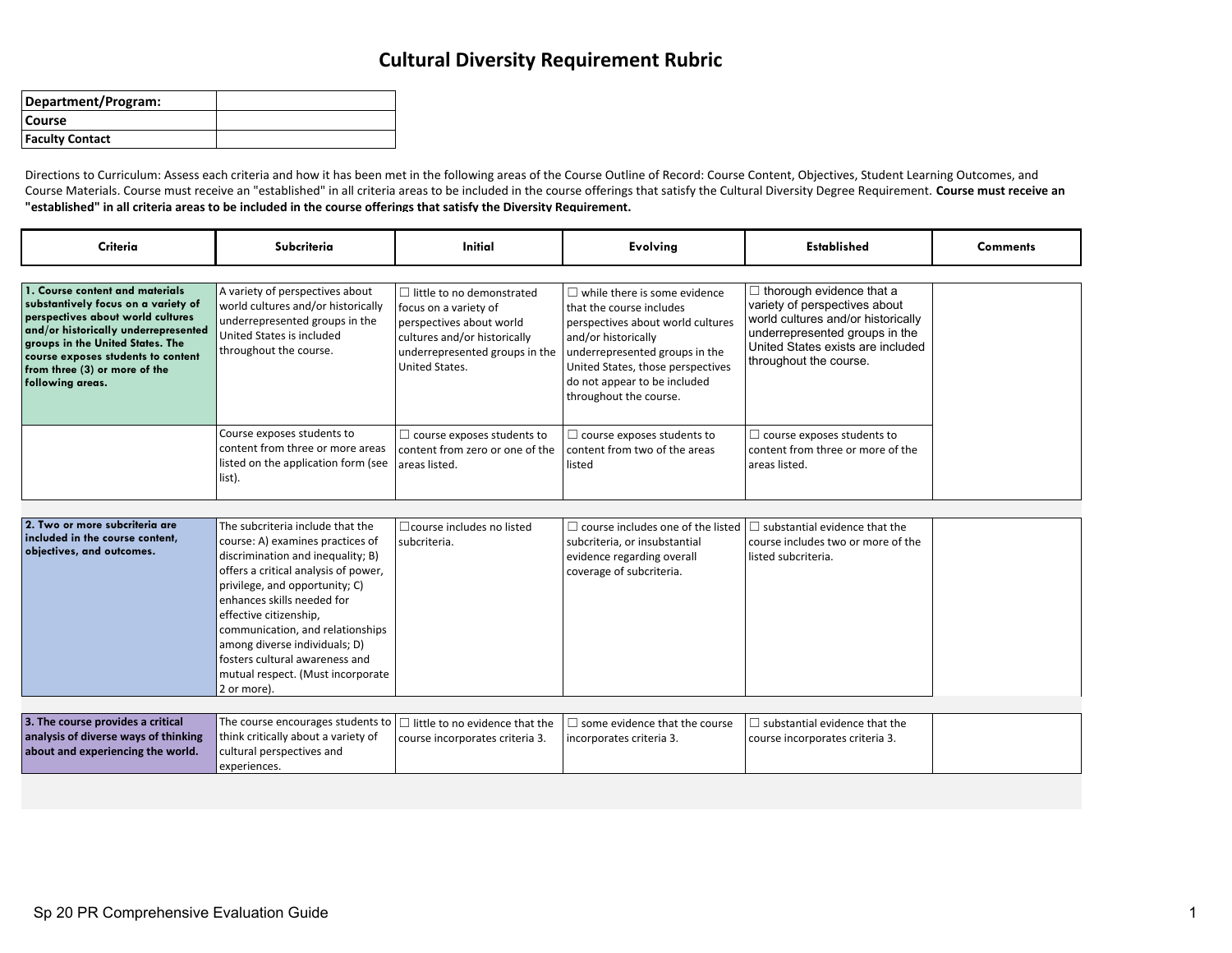# Cultural Diversity Requirement Rubric

| | |
|---|---|
| **Department/Program:** | |
| **Course** | |
| **Faculty Contact** | |

Directions to Curriculum: Assess each criteria and how it has been met in the following areas of the Course Outline of Record: Course Content, Objectives, Student Learning Outcomes, and Course Materials. Course must receive an "established" in all criteria areas to be included in the course offerings that satisfy the Cultural Diversity Degree Requirement. **Course must receive an "established" in all criteria areas to be included in the course offerings that satisfy the Diversity Requirement.**

| Criteria | Subcriteria | Initial | Evolving | Established | Comments |
|---|---|---|---|---|---|
| **1. Course content and materials substantively focus on a variety of perspectives about world cultures and/or historically underrepresented groups in the United States. The course exposes students to content from three (3) or more of the following areas.** | A variety of perspectives about world cultures and/or historically underrepresented groups in the United States is included throughout the course. | ☐ little to no demonstrated focus on a variety of perspectives about world cultures and/or historically underrepresented groups in the United States. | ☐ while there is some evidence that the course includes perspectives about world cultures and/or historically underrepresented groups in the United States, those perspectives do not appear to be included throughout the course. | ☐ thorough evidence that a variety of perspectives about world cultures and/or historically underrepresented groups in the United States exists are included throughout the course. | |
| | Course exposes students to content from three or more areas listed on the application form (see list). | ☐ course exposes students to content from zero or one of the areas listed. | ☐ course exposes students to content from two of the areas listed | ☐ course exposes students to content from three or more of the areas listed. | |
| **2. Two or more subcriteria are included in the course content, objectives, and outcomes.** | The subcriteria include that the course: A) examines practices of discrimination and inequality; B) offers a critical analysis of power, privilege, and opportunity; C) enhances skills needed for effective citizenship, communication, and relationships among diverse individuals; D) fosters cultural awareness and mutual respect. (Must incorporate 2 or more). | ☐course includes no listed subcriteria. | ☐ course includes one of the listed subcriteria, or insubstantial evidence regarding overall coverage of subcriteria. | ☐ substantial evidence that the course includes two or more of the listed subcriteria. | |
| **3. The course provides a critical analysis of diverse ways of thinking about and experiencing the world.** | The course encourages students to think critically about a variety of cultural perspectives and experiences. | ☐ little to no evidence that the course incorporates criteria 3. | ☐ some evidence that the course incorporates criteria 3. | ☐ substantial evidence that the course incorporates criteria 3. | |

Sp 20 PR Comprehensive Evaluation Guide